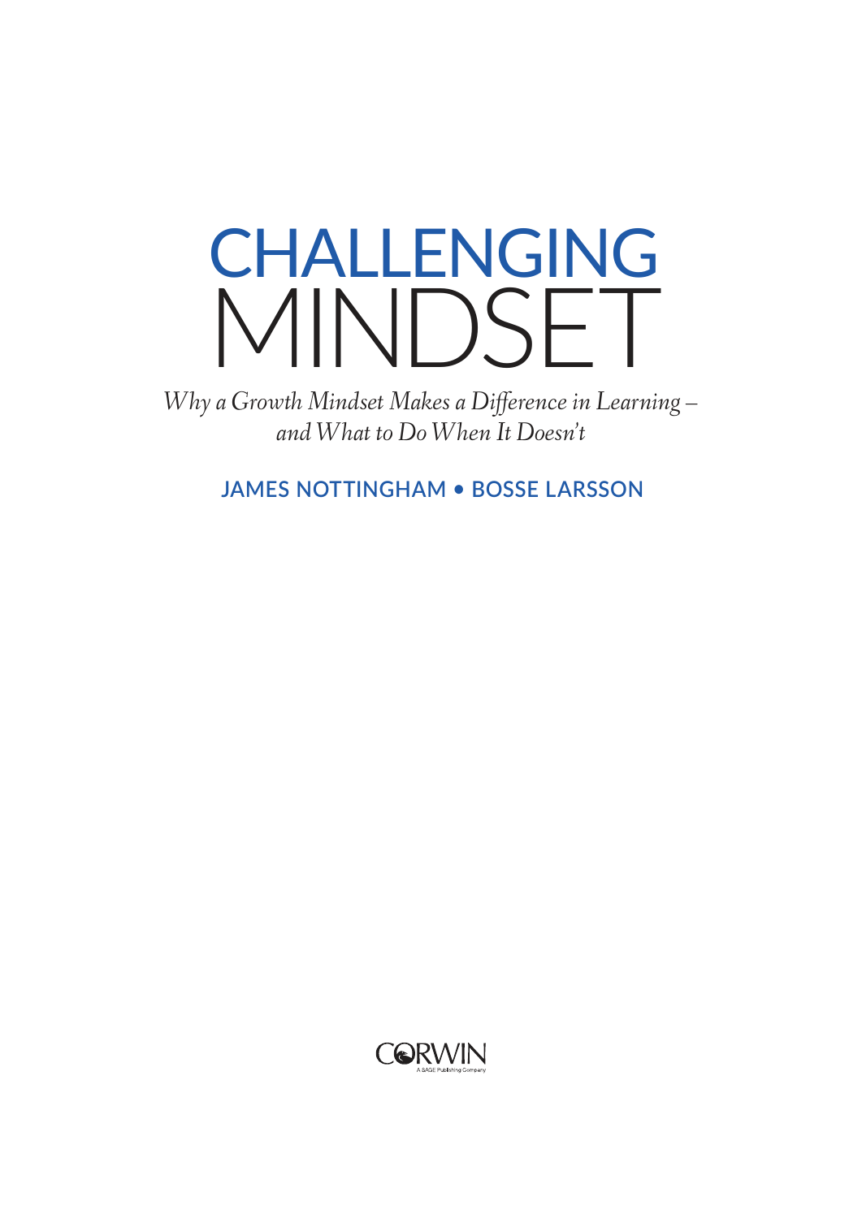# CHALLENGING MINDSET

*Why a Growth Mindset Makes a Difference in Learning – and What to Do When It Doesn't*

**JAMES NOTTINGHAM • BOSSE LARSSON**

CORWIN

A SAGE Publishing Company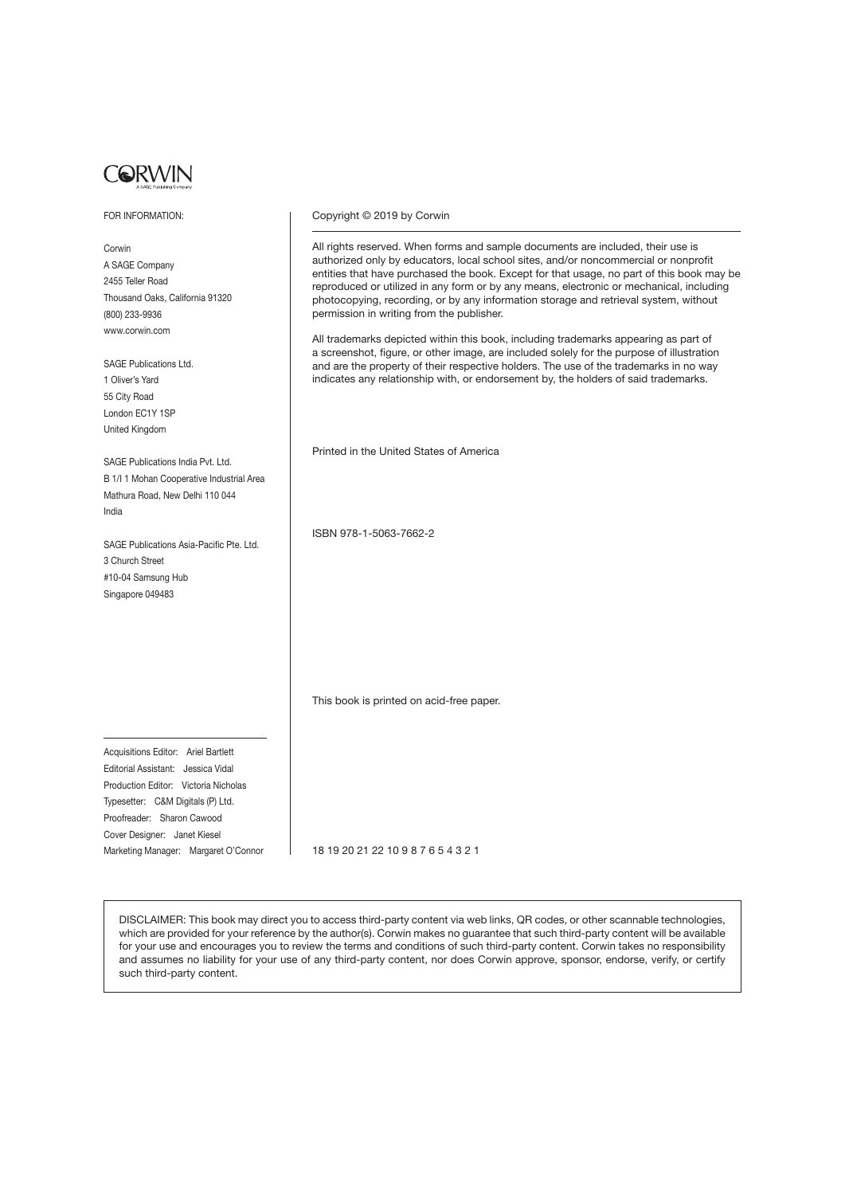CORWIN

A SAGE Publishing Company

FOR INFORMATION:

Corwin
A SAGE Company
2455 Teller Road
Thousand Oaks, California 91320
(800) 233-9936
www.corwin.com

SAGE Publications Ltd.
1 Oliver's Yard
55 City Road
London EC1Y 1SP
United Kingdom

SAGE Publications India Pvt. Ltd.
B 1/I 1 Mohan Cooperative Industrial Area
Mathura Road, New Delhi 110 044
India

SAGE Publications Asia-Pacific Pte. Ltd.
3 Church Street
#10-04 Samsung Hub
Singapore 049483

Acquisitions Editor: Ariel Bartlett
Editorial Assistant: Jessica Vidal
Production Editor: Victoria Nicholas
Typesetter: C&M Digitals (P) Ltd.
Proofreader: Sharon Cawood
Cover Designer: Janet Kiesel
Marketing Manager: Margaret O'Connor

Copyright © 2019 by Corwin

All rights reserved. When forms and sample documents are included, their use is authorized only by educators, local school sites, and/or noncommercial or nonprofit entities that have purchased the book. Except for that usage, no part of this book may be reproduced or utilized in any form or by any means, electronic or mechanical, including photocopying, recording, or by any information storage and retrieval system, without permission in writing from the publisher.

All trademarks depicted within this book, including trademarks appearing as part of a screenshot, figure, or other image, are included solely for the purpose of illustration and are the property of their respective holders. The use of the trademarks in no way indicates any relationship with, or endorsement by, the holders of said trademarks.

Printed in the United States of America

ISBN 978-1-5063-7662-2

This book is printed on acid-free paper.

18 19 20 21 22 10 9 8 7 6 5 4 3 2 1

DISCLAIMER: This book may direct you to access third-party content via web links, QR codes, or other scannable technologies, which are provided for your reference by the author(s). Corwin makes no guarantee that such third-party content will be available for your use and encourages you to review the terms and conditions of such third-party content. Corwin takes no responsibility and assumes no liability for your use of any third-party content, nor does Corwin approve, sponsor, endorse, verify, or certify such third-party content.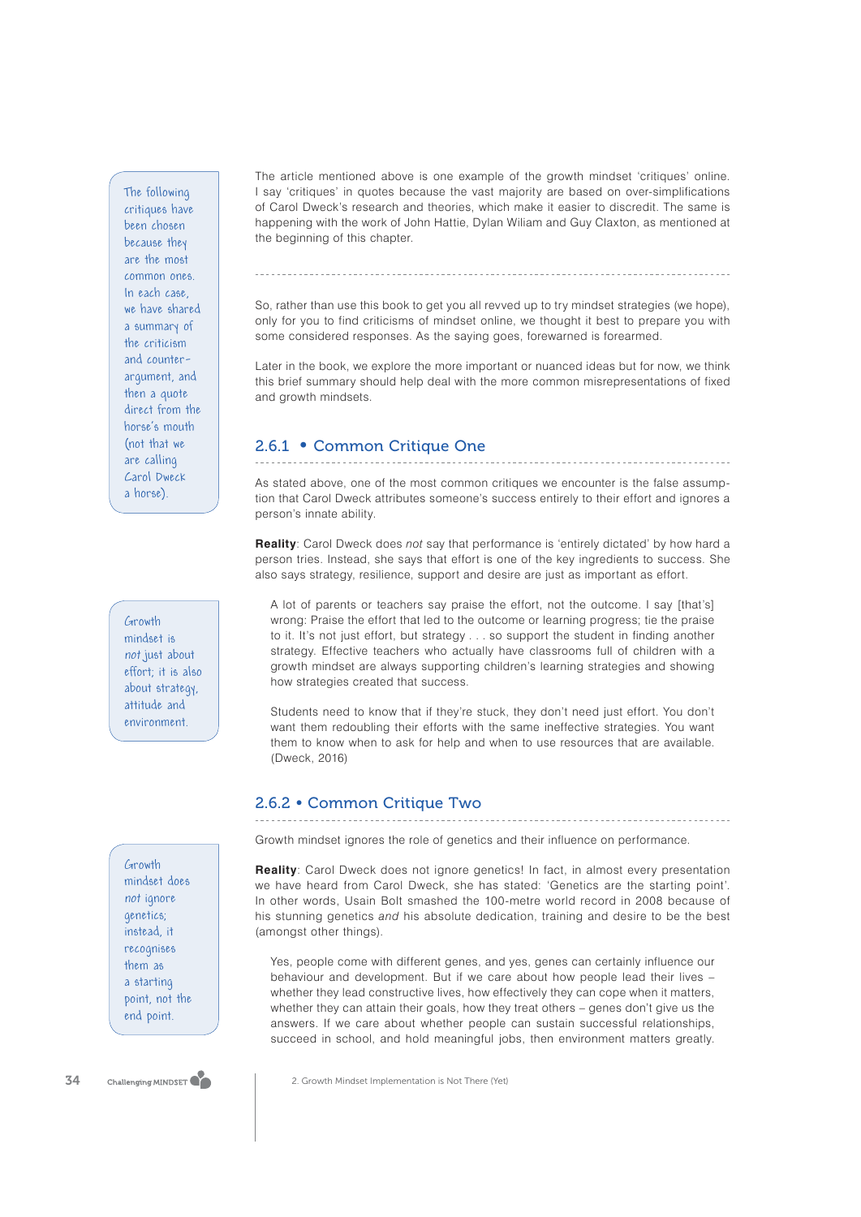The article mentioned above is one example of the growth mindset 'critiques' online. I say 'critiques' in quotes because the vast majority are based on over-simplifications of Carol Dweck's research and theories, which make it easier to discredit. The same is happening with the work of John Hattie, Dylan Wiliam and Guy Claxton, as mentioned at the beginning of this chapter.

> The following critiques have been chosen because they are the most common ones. In each case, we have shared a summary of the criticism and counter-argument, and then a quote direct from the horse's mouth (not that we are calling Carol Dweck a horse).

So, rather than use this book to get you all revved up to try mindset strategies (we hope), only for you to find criticisms of mindset online, we thought it best to prepare you with some considered responses. As the saying goes, forewarned is forearmed.

Later in the book, we explore the more important or nuanced ideas but for now, we think this brief summary should help deal with the more common misrepresentations of fixed and growth mindsets.

### 2.6.1 • Common Critique One

As stated above, one of the most common critiques we encounter is the false assumption that Carol Dweck attributes someone's success entirely to their effort and ignores a person's innate ability.

**Reality**: Carol Dweck does *not* say that performance is 'entirely dictated' by how hard a person tries. Instead, she says that effort is one of the key ingredients to success. She also says strategy, resilience, support and desire are just as important as effort.

> Growth mindset is *not* just about effort; it is also about strategy, attitude and environment.

> A lot of parents or teachers say praise the effort, not the outcome. I say [that's] wrong: Praise the effort that led to the outcome or learning progress; tie the praise to it. It's not just effort, but strategy . . . so support the student in finding another strategy. Effective teachers who actually have classrooms full of children with a growth mindset are always supporting children's learning strategies and showing how strategies created that success.
>
> Students need to know that if they're stuck, they don't need just effort. You don't want them redoubling their efforts with the same ineffective strategies. You want them to know when to ask for help and when to use resources that are available. (Dweck, 2016)

### 2.6.2 • Common Critique Two

Growth mindset ignores the role of genetics and their influence on performance.

**Reality**: Carol Dweck does not ignore genetics! In fact, in almost every presentation we have heard from Carol Dweck, she has stated: 'Genetics are the starting point'. In other words, Usain Bolt smashed the 100-metre world record in 2008 because of his stunning genetics *and* his absolute dedication, training and desire to be the best (amongst other things).

> Growth mindset does *not* ignore genetics; instead, it recognises them as a starting point, not the end point.

> Yes, people come with different genes, and yes, genes can certainly influence our behaviour and development. But if we care about how people lead their lives – whether they lead constructive lives, how effectively they can cope when it matters, whether they can attain their goals, how they treat others – genes don't give us the answers. If we care about whether people can sustain successful relationships, succeed in school, and hold meaningful jobs, then environment matters greatly.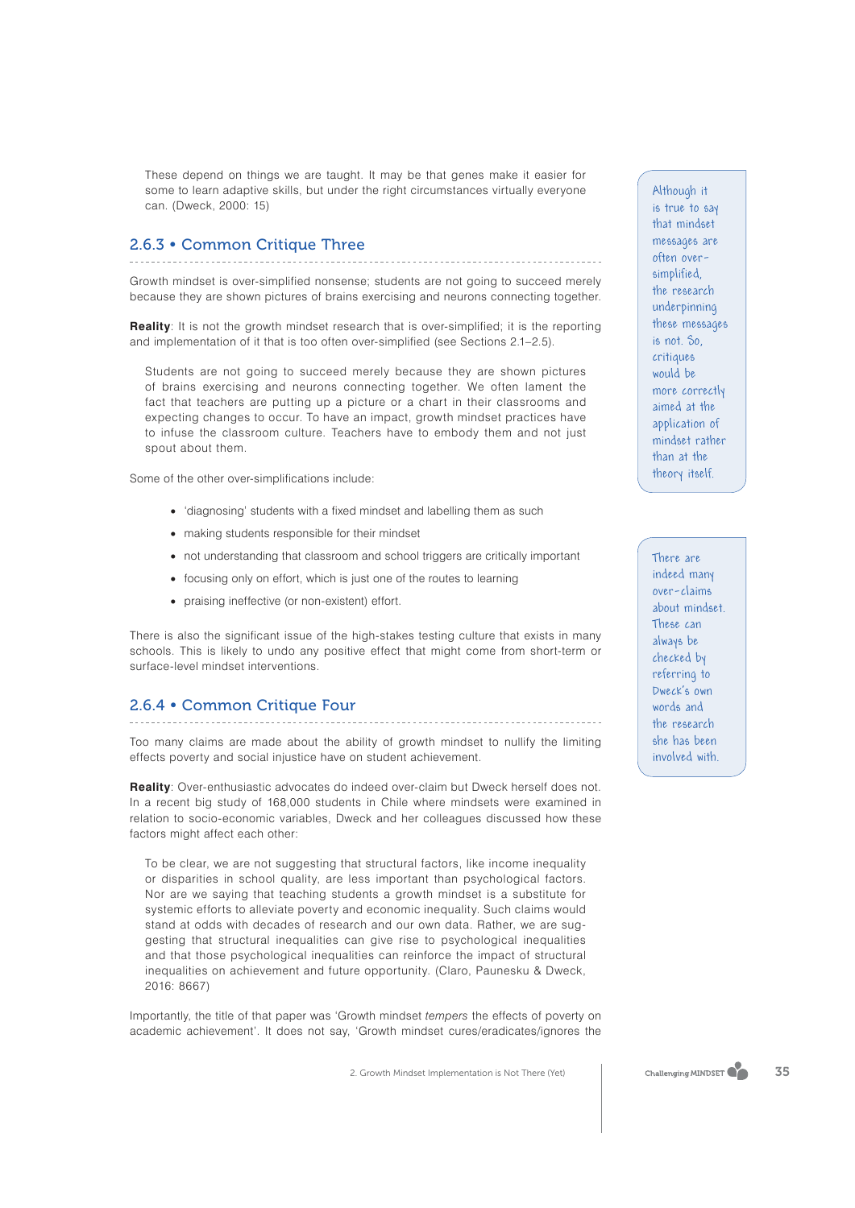> These depend on things we are taught. It may be that genes make it easier for some to learn adaptive skills, but under the right circumstances virtually everyone can. (Dweck, 2000: 15)

### 2.6.3 • Common Critique Three

Growth mindset is over-simplified nonsense; students are not going to succeed merely because they are shown pictures of brains exercising and neurons connecting together.

**Reality**: It is not the growth mindset research that is over-simplified; it is the reporting and implementation of it that is too often over-simplified (see Sections 2.1–2.5).

> Students are not going to succeed merely because they are shown pictures of brains exercising and neurons connecting together. We often lament the fact that teachers are putting up a picture or a chart in their classrooms and expecting changes to occur. To have an impact, growth mindset practices have to infuse the classroom culture. Teachers have to embody them and not just spout about them.

Some of the other over-simplifications include:

- 'diagnosing' students with a fixed mindset and labelling them as such
- making students responsible for their mindset
- not understanding that classroom and school triggers are critically important
- focusing only on effort, which is just one of the routes to learning
- praising ineffective (or non-existent) effort.

There is also the significant issue of the high-stakes testing culture that exists in many schools. This is likely to undo any positive effect that might come from short-term or surface-level mindset interventions.

Although it is true to say that mindset messages are often over-simplified, the research underpinning these messages is not. So, critiques would be more correctly aimed at the application of mindset rather than at the theory itself.

### 2.6.4 • Common Critique Four

Too many claims are made about the ability of growth mindset to nullify the limiting effects poverty and social injustice have on student achievement.

**Reality**: Over-enthusiastic advocates do indeed over-claim but Dweck herself does not. In a recent big study of 168,000 students in Chile where mindsets were examined in relation to socio-economic variables, Dweck and her colleagues discussed how these factors might affect each other:

> To be clear, we are not suggesting that structural factors, like income inequality or disparities in school quality, are less important than psychological factors. Nor are we saying that teaching students a growth mindset is a substitute for systemic efforts to alleviate poverty and economic inequality. Such claims would stand at odds with decades of research and our own data. Rather, we are suggesting that structural inequalities can give rise to psychological inequalities and that those psychological inequalities can reinforce the impact of structural inequalities on achievement and future opportunity. (Claro, Paunesku & Dweck, 2016: 8667)

There are indeed many over-claims about mindset. These can always be checked by referring to Dweck's own words and the research she has been involved with.

Importantly, the title of that paper was 'Growth mindset *tempers* the effects of poverty on academic achievement'. It does not say, 'Growth mindset cures/eradicates/ignores the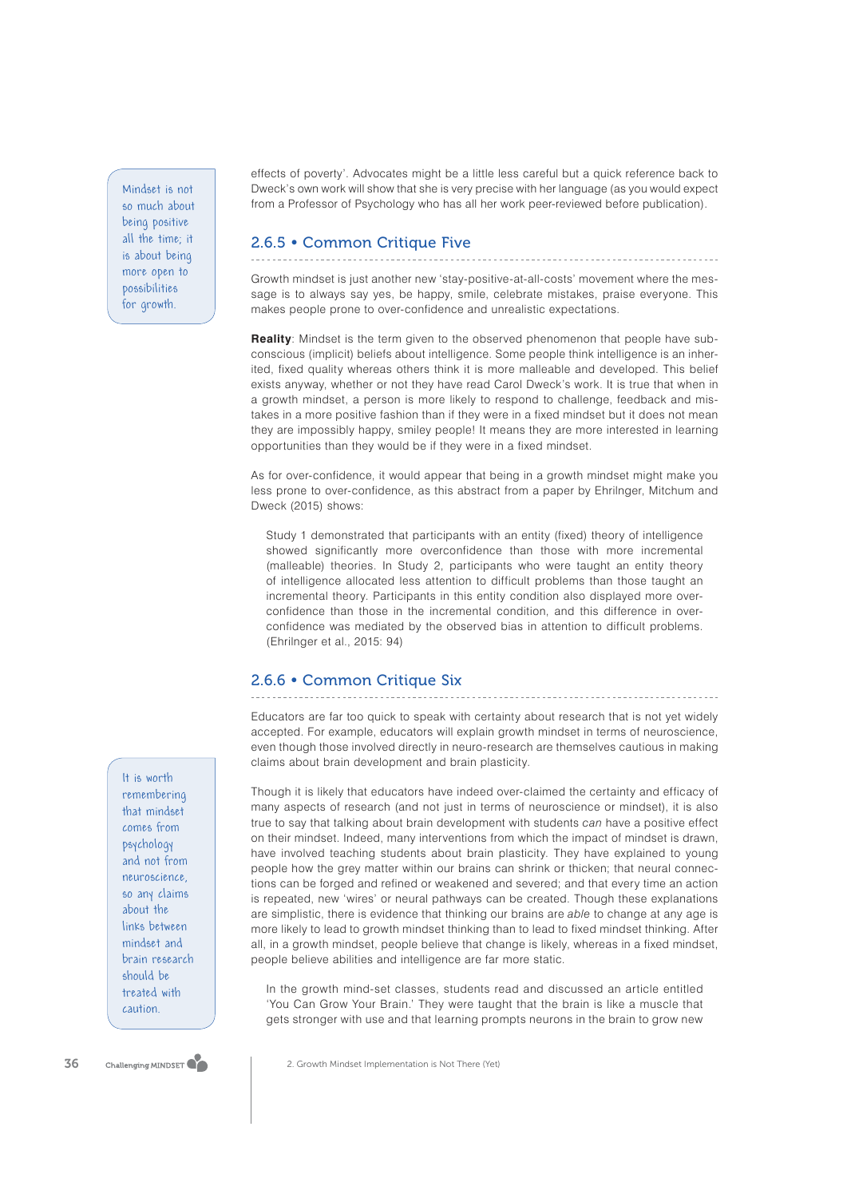effects of poverty'. Advocates might be a little less careful but a quick reference back to Dweck's own work will show that she is very precise with her language (as you would expect from a Professor of Psychology who has all her work peer-reviewed before publication).

> Mindset is not so much about being positive all the time; it is about being more open to possibilities for growth.

### 2.6.5 • Common Critique Five

Growth mindset is just another new 'stay-positive-at-all-costs' movement where the message is to always say yes, be happy, smile, celebrate mistakes, praise everyone. This makes people prone to over-confidence and unrealistic expectations.

**Reality**: Mindset is the term given to the observed phenomenon that people have subconscious (implicit) beliefs about intelligence. Some people think intelligence is an inherited, fixed quality whereas others think it is more malleable and developed. This belief exists anyway, whether or not they have read Carol Dweck's work. It is true that when in a growth mindset, a person is more likely to respond to challenge, feedback and mistakes in a more positive fashion than if they were in a fixed mindset but it does not mean they are impossibly happy, smiley people! It means they are more interested in learning opportunities than they would be if they were in a fixed mindset.

As for over-confidence, it would appear that being in a growth mindset might make you less prone to over-confidence, as this abstract from a paper by Ehrilnger, Mitchum and Dweck (2015) shows:

> Study 1 demonstrated that participants with an entity (fixed) theory of intelligence showed significantly more overconfidence than those with more incremental (malleable) theories. In Study 2, participants who were taught an entity theory of intelligence allocated less attention to difficult problems than those taught an incremental theory. Participants in this entity condition also displayed more overconfidence than those in the incremental condition, and this difference in overconfidence was mediated by the observed bias in attention to difficult problems. (Ehrilnger et al., 2015: 94)

### 2.6.6 • Common Critique Six

Educators are far too quick to speak with certainty about research that is not yet widely accepted. For example, educators will explain growth mindset in terms of neuroscience, even though those involved directly in neuro-research are themselves cautious in making claims about brain development and brain plasticity.

> It is worth remembering that mindset comes from psychology and not from neuroscience, so any claims about the links between mindset and brain research should be treated with caution.

Though it is likely that educators have indeed over-claimed the certainty and efficacy of many aspects of research (and not just in terms of neuroscience or mindset), it is also true to say that talking about brain development with students *can* have a positive effect on their mindset. Indeed, many interventions from which the impact of mindset is drawn, have involved teaching students about brain plasticity. They have explained to young people how the grey matter within our brains can shrink or thicken; that neural connections can be forged and refined or weakened and severed; and that every time an action is repeated, new 'wires' or neural pathways can be created. Though these explanations are simplistic, there is evidence that thinking our brains are *able* to change at any age is more likely to lead to growth mindset thinking than to lead to fixed mindset thinking. After all, in a growth mindset, people believe that change is likely, whereas in a fixed mindset, people believe abilities and intelligence are far more static.

> In the growth mind-set classes, students read and discussed an article entitled 'You Can Grow Your Brain.' They were taught that the brain is like a muscle that gets stronger with use and that learning prompts neurons in the brain to grow new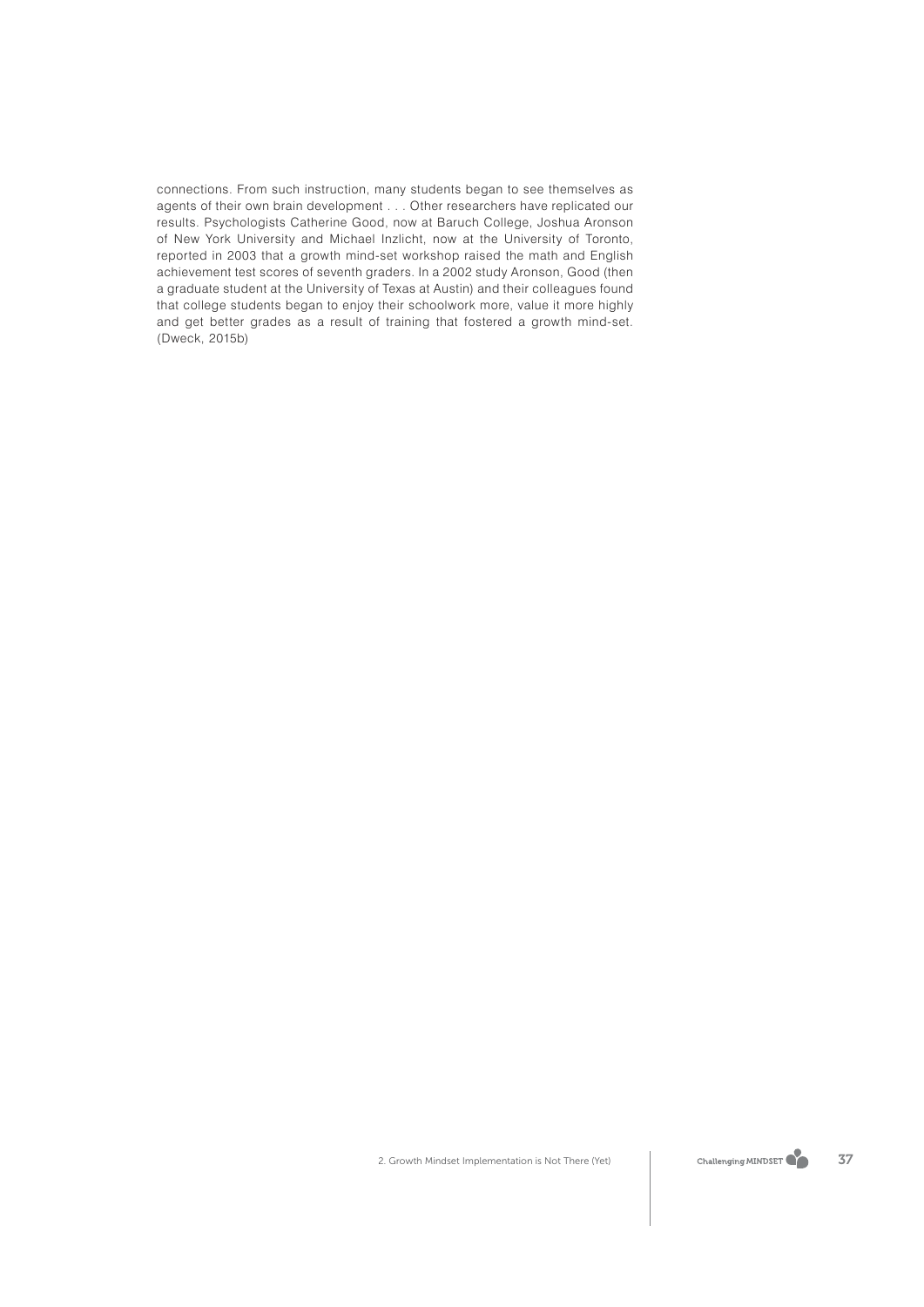connections. From such instruction, many students began to see themselves as agents of their own brain development . . . Other researchers have replicated our results. Psychologists Catherine Good, now at Baruch College, Joshua Aronson of New York University and Michael Inzlicht, now at the University of Toronto, reported in 2003 that a growth mind-set workshop raised the math and English achievement test scores of seventh graders. In a 2002 study Aronson, Good (then a graduate student at the University of Texas at Austin) and their colleagues found that college students began to enjoy their schoolwork more, value it more highly and get better grades as a result of training that fostered a growth mind-set. (Dweck, 2015b)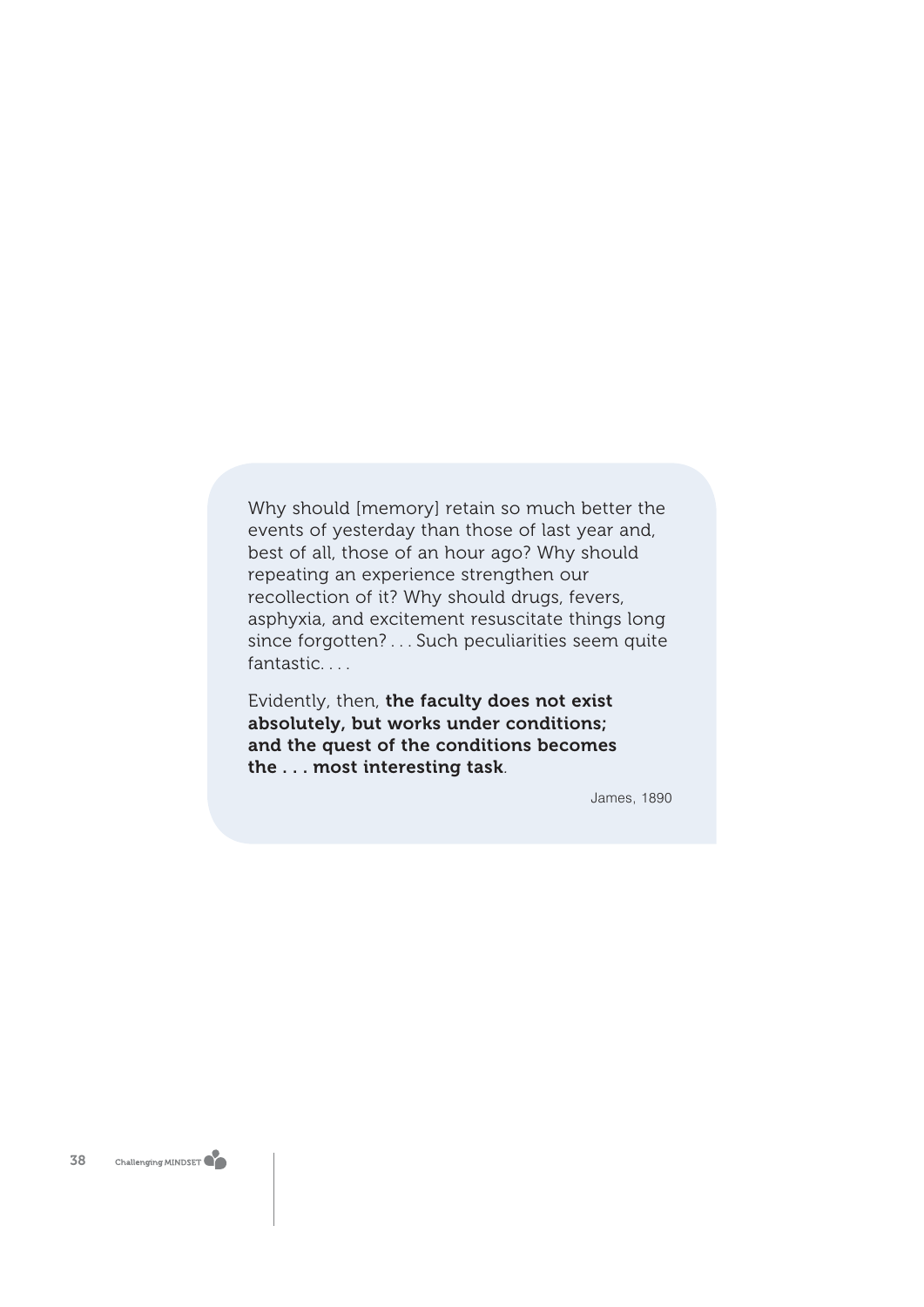> Why should [memory] retain so much better the events of yesterday than those of last year and, best of all, those of an hour ago? Why should repeating an experience strengthen our recollection of it? Why should drugs, fevers, asphyxia, and excitement resuscitate things long since forgotten? . . . Such peculiarities seem quite fantastic. . . .
>
> Evidently, then, **the faculty does not exist absolutely, but works under conditions; and the quest of the conditions becomes the . . . most interesting task**.
>
> James, 1890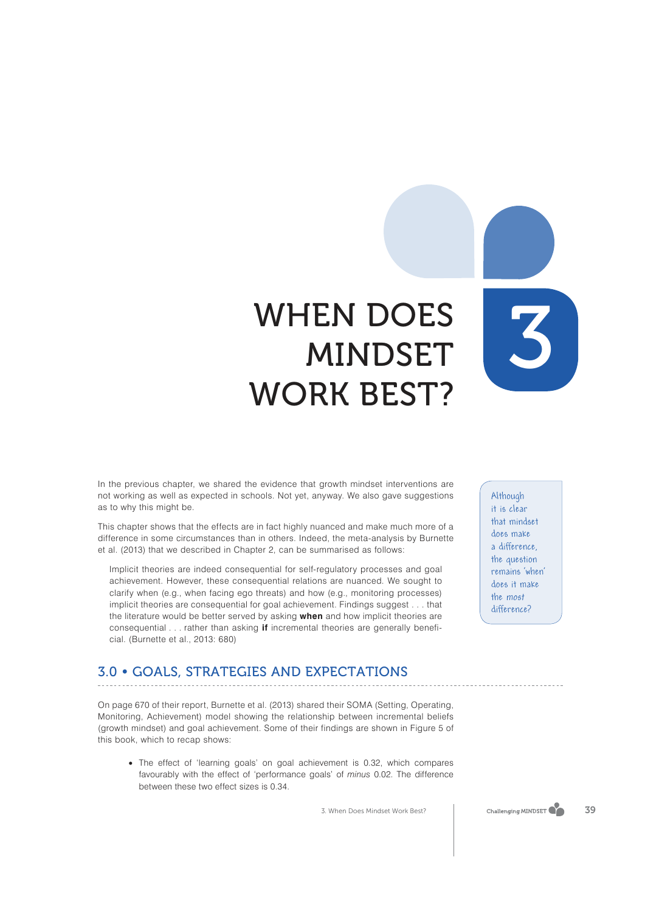# 3 WHEN DOES MINDSET WORK BEST?

In the previous chapter, we shared the evidence that growth mindset interventions are not working as well as expected in schools. Not yet, anyway. We also gave suggestions as to why this might be.

This chapter shows that the effects are in fact highly nuanced and make much more of a difference in some circumstances than in others. Indeed, the meta-analysis by Burnette et al. (2013) that we described in Chapter 2, can be summarised as follows:

> Implicit theories are indeed consequential for self-regulatory processes and goal achievement. However, these consequential relations are nuanced. We sought to clarify when (e.g., when facing ego threats) and how (e.g., monitoring processes) implicit theories are consequential for goal achievement. Findings suggest . . . that the literature would be better served by asking **when** and how implicit theories are consequential . . . rather than asking **if** incremental theories are generally beneficial. (Burnette et al., 2013: 680)

Although it is clear that mindset does make a difference, the question remains 'when' does it make the most difference?

## 3.0 • GOALS, STRATEGIES AND EXPECTATIONS

On page 670 of their report, Burnette et al. (2013) shared their SOMA (Setting, Operating, Monitoring, Achievement) model showing the relationship between incremental beliefs (growth mindset) and goal achievement. Some of their findings are shown in Figure 5 of this book, which to recap shows:

- The effect of 'learning goals' on goal achievement is 0.32, which compares favourably with the effect of 'performance goals' of *minus* 0.02. The difference between these two effect sizes is 0.34.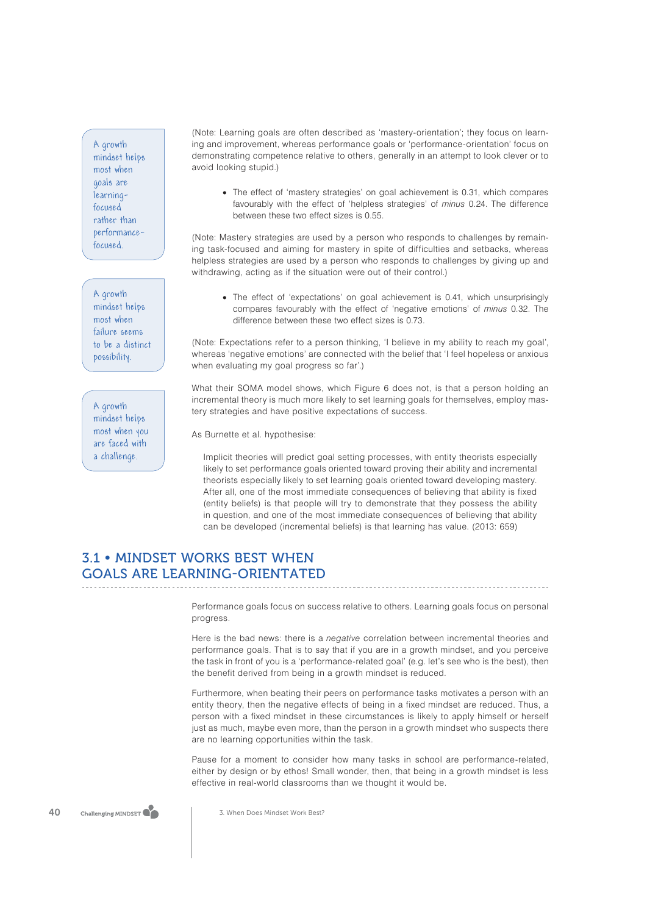(Note: Learning goals are often described as 'mastery-orientation'; they focus on learning and improvement, whereas performance goals or 'performance-orientation' focus on demonstrating competence relative to others, generally in an attempt to look clever or to avoid looking stupid.)

> A growth mindset helps most when goals are learning-focused rather than performance-focused.

- The effect of 'mastery strategies' on goal achievement is 0.31, which compares favourably with the effect of 'helpless strategies' of *minus* 0.24. The difference between these two effect sizes is 0.55.

(Note: Mastery strategies are used by a person who responds to challenges by remaining task-focused and aiming for mastery in spite of difficulties and setbacks, whereas helpless strategies are used by a person who responds to challenges by giving up and withdrawing, acting as if the situation were out of their control.)

> A growth mindset helps most when failure seems to be a distinct possibility.

- The effect of 'expectations' on goal achievement is 0.41, which unsurprisingly compares favourably with the effect of 'negative emotions' of *minus* 0.32. The difference between these two effect sizes is 0.73.

(Note: Expectations refer to a person thinking, 'I believe in my ability to reach my goal', whereas 'negative emotions' are connected with the belief that 'I feel hopeless or anxious when evaluating my goal progress so far'.)

> A growth mindset helps most when you are faced with a challenge.

What their SOMA model shows, which Figure 6 does not, is that a person holding an incremental theory is much more likely to set learning goals for themselves, employ mastery strategies and have positive expectations of success.

As Burnette et al. hypothesise:

> Implicit theories will predict goal setting processes, with entity theorists especially likely to set performance goals oriented toward proving their ability and incremental theorists especially likely to set learning goals oriented toward developing mastery. After all, one of the most immediate consequences of believing that ability is fixed (entity beliefs) is that people will try to demonstrate that they possess the ability in question, and one of the most immediate consequences of believing that ability can be developed (incremental beliefs) is that learning has value. (2013: 659)

## 3.1 • MINDSET WORKS BEST WHEN GOALS ARE LEARNING-ORIENTATED

Performance goals focus on success relative to others. Learning goals focus on personal progress.

Here is the bad news: there is a *negative* correlation between incremental theories and performance goals. That is to say that if you are in a growth mindset, and you perceive the task in front of you is a 'performance-related goal' (e.g. let's see who is the best), then the benefit derived from being in a growth mindset is reduced.

Furthermore, when beating their peers on performance tasks motivates a person with an entity theory, then the negative effects of being in a fixed mindset are reduced. Thus, a person with a fixed mindset in these circumstances is likely to apply himself or herself just as much, maybe even more, than the person in a growth mindset who suspects there are no learning opportunities within the task.

Pause for a moment to consider how many tasks in school are performance-related, either by design or by ethos! Small wonder, then, that being in a growth mindset is less effective in real-world classrooms than we thought it would be.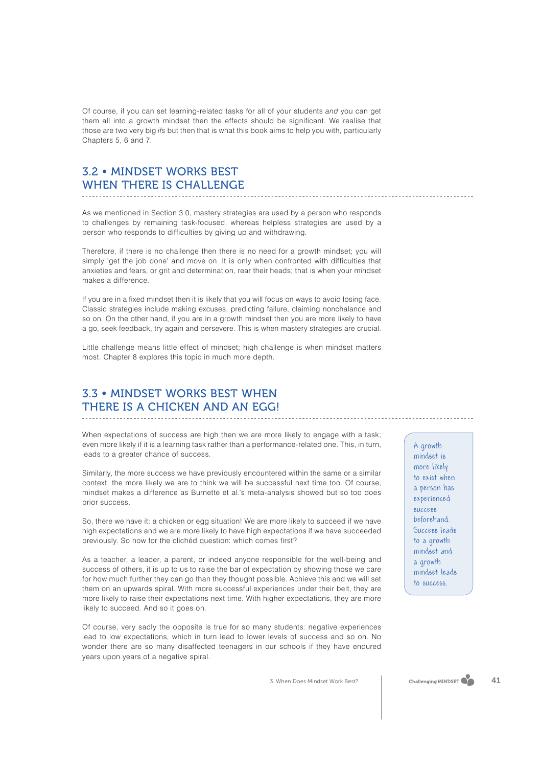Of course, if you can set learning-related tasks for all of your students *and* you can get them all into a growth mindset then the effects should be significant. We realise that those are two very big *ifs* but then that is what this book aims to help you with, particularly Chapters 5, 6 and 7.

## 3.2 • MINDSET WORKS BEST WHEN THERE IS CHALLENGE

As we mentioned in Section 3.0, mastery strategies are used by a person who responds to challenges by remaining task-focused, whereas helpless strategies are used by a person who responds to difficulties by giving up and withdrawing.

Therefore, if there is no challenge then there is no need for a growth mindset; you will simply 'get the job done' and move on. It is only when confronted with difficulties that anxieties and fears, or grit and determination, rear their heads; that is when your mindset makes a difference.

If you are in a fixed mindset then it is likely that you will focus on ways to avoid losing face. Classic strategies include making excuses, predicting failure, claiming nonchalance and so on. On the other hand, if you are in a growth mindset then you are more likely to have a go, seek feedback, try again and persevere. This is when mastery strategies are crucial.

Little challenge means little effect of mindset; high challenge is when mindset matters most. Chapter 8 explores this topic in much more depth.

## 3.3 • MINDSET WORKS BEST WHEN THERE IS A CHICKEN AND AN EGG!

When expectations of success are high then we are more likely to engage with a task; even more likely if it is a learning task rather than a performance-related one. This, in turn, leads to a greater chance of success.

> A growth mindset is more likely to exist when a person has experienced success beforehand. Success leads to a growth mindset and a growth mindset leads to success.

Similarly, the more success we have previously encountered within the same or a similar context, the more likely we are to think we will be successful next time too. Of course, mindset makes a difference as Burnette et al.'s meta-analysis showed but so too does prior success.

So, there we have it: a chicken or egg situation! We are more likely to succeed if we have high expectations and we are more likely to have high expectations if we have succeeded previously. So now for the clichéd question: which comes first?

As a teacher, a leader, a parent, or indeed anyone responsible for the well-being and success of others, it is up to us to raise the bar of expectation by showing those we care for how much further they can go than they thought possible. Achieve this and we will set them on an upwards spiral. With more successful experiences under their belt, they are more likely to raise their expectations next time. With higher expectations, they are more likely to succeed. And so it goes on.

Of course, very sadly the opposite is true for so many students: negative experiences lead to low expectations, which in turn lead to lower levels of success and so on. No wonder there are so many disaffected teenagers in our schools if they have endured years upon years of a negative spiral.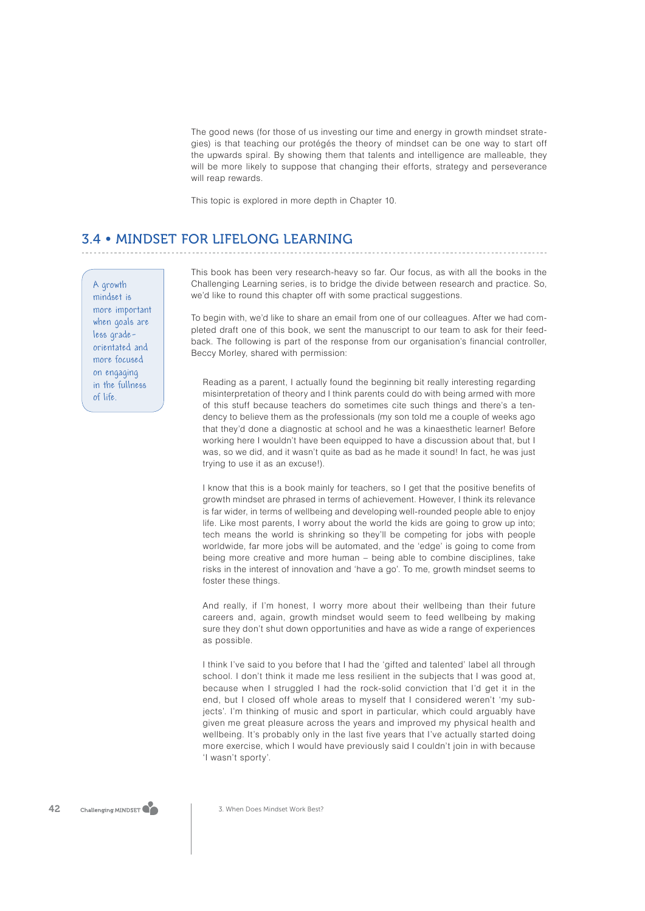The good news (for those of us investing our time and energy in growth mindset strategies) is that teaching our protégés the theory of mindset can be one way to start off the upwards spiral. By showing them that talents and intelligence are malleable, they will be more likely to suppose that changing their efforts, strategy and perseverance will reap rewards.

This topic is explored in more depth in Chapter 10.

## 3.4 • MINDSET FOR LIFELONG LEARNING

> A growth mindset is more important when goals are less grade-orientated and more focused on engaging in the fullness of life.

This book has been very research-heavy so far. Our focus, as with all the books in the Challenging Learning series, is to bridge the divide between research and practice. So, we'd like to round this chapter off with some practical suggestions.

To begin with, we'd like to share an email from one of our colleagues. After we had completed draft one of this book, we sent the manuscript to our team to ask for their feedback. The following is part of the response from our organisation's financial controller, Beccy Morley, shared with permission:

> Reading as a parent, I actually found the beginning bit really interesting regarding misinterpretation of theory and I think parents could do with being armed with more of this stuff because teachers do sometimes cite such things and there's a tendency to believe them as the professionals (my son told me a couple of weeks ago that they'd done a diagnostic at school and he was a kinaesthetic learner! Before working here I wouldn't have been equipped to have a discussion about that, but I was, so we did, and it wasn't quite as bad as he made it sound! In fact, he was just trying to use it as an excuse!).
>
> I know that this is a book mainly for teachers, so I get that the positive benefits of growth mindset are phrased in terms of achievement. However, I think its relevance is far wider, in terms of wellbeing and developing well-rounded people able to enjoy life. Like most parents, I worry about the world the kids are going to grow up into; tech means the world is shrinking so they'll be competing for jobs with people worldwide, far more jobs will be automated, and the 'edge' is going to come from being more creative and more human – being able to combine disciplines, take risks in the interest of innovation and 'have a go'. To me, growth mindset seems to foster these things.
>
> And really, if I'm honest, I worry more about their wellbeing than their future careers and, again, growth mindset would seem to feed wellbeing by making sure they don't shut down opportunities and have as wide a range of experiences as possible.
>
> I think I've said to you before that I had the 'gifted and talented' label all through school. I don't think it made me less resilient in the subjects that I was good at, because when I struggled I had the rock-solid conviction that I'd get it in the end, but I closed off whole areas to myself that I considered weren't 'my subjects'. I'm thinking of music and sport in particular, which could arguably have given me great pleasure across the years and improved my physical health and wellbeing. It's probably only in the last five years that I've actually started doing more exercise, which I would have previously said I couldn't join in with because 'I wasn't sporty'.